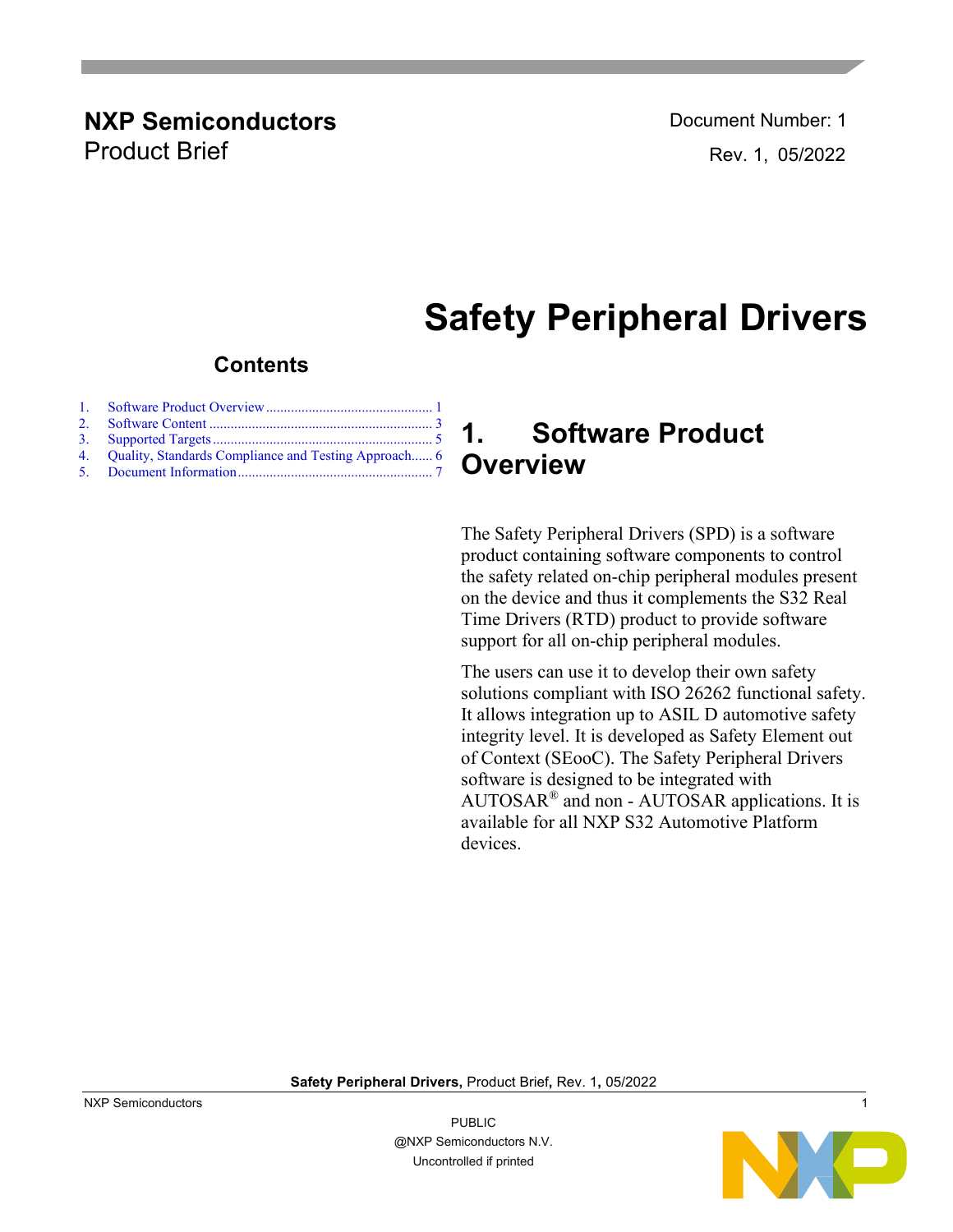**NXP Semiconductors**
Product Brief

Document Number: 1
Rev. 1, 05/2022

# Safety Peripheral Drivers

## Contents

1. Software Product Overview ............ 1
2. Software Content ............ 3
3. Supported Targets ............ 5
4. Quality, Standards Compliance and Testing Approach...... 6
5. Document Information ............ 7

## 1. Software Product Overview

The Safety Peripheral Drivers (SPD) is a software product containing software components to control the safety related on-chip peripheral modules present on the device and thus it complements the S32 Real Time Drivers (RTD) product to provide software support for all on-chip peripheral modules.

The users can use it to develop their own safety solutions compliant with ISO 26262 functional safety. It allows integration up to ASIL D automotive safety integrity level. It is developed as Safety Element out of Context (SEooC). The Safety Peripheral Drivers software is designed to be integrated with AUTOSAR® and non - AUTOSAR applications. It is available for all NXP S32 Automotive Platform devices.

PUBLIC
@NXP Semiconductors N.V.
Uncontrolled if printed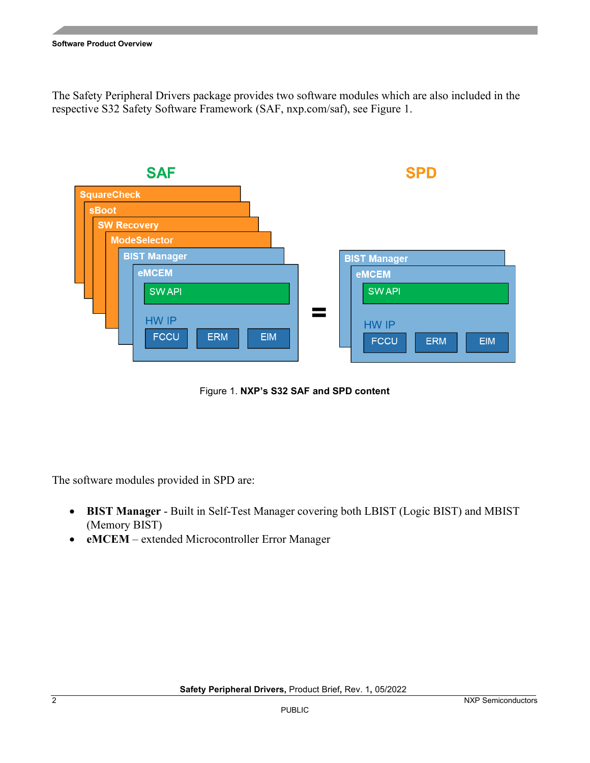The Safety Peripheral Drivers package provides two software modules which are also included in the respective S32 Safety Software Framework (SAF, nxp.com/saf), see Figure 1.

Figure 1. **NXP's S32 SAF and SPD content**

The software modules provided in SPD are:

- **BIST Manager** - Built in Self-Test Manager covering both LBIST (Logic BIST) and MBIST (Memory BIST)
- **eMCEM** – extended Microcontroller Error Manager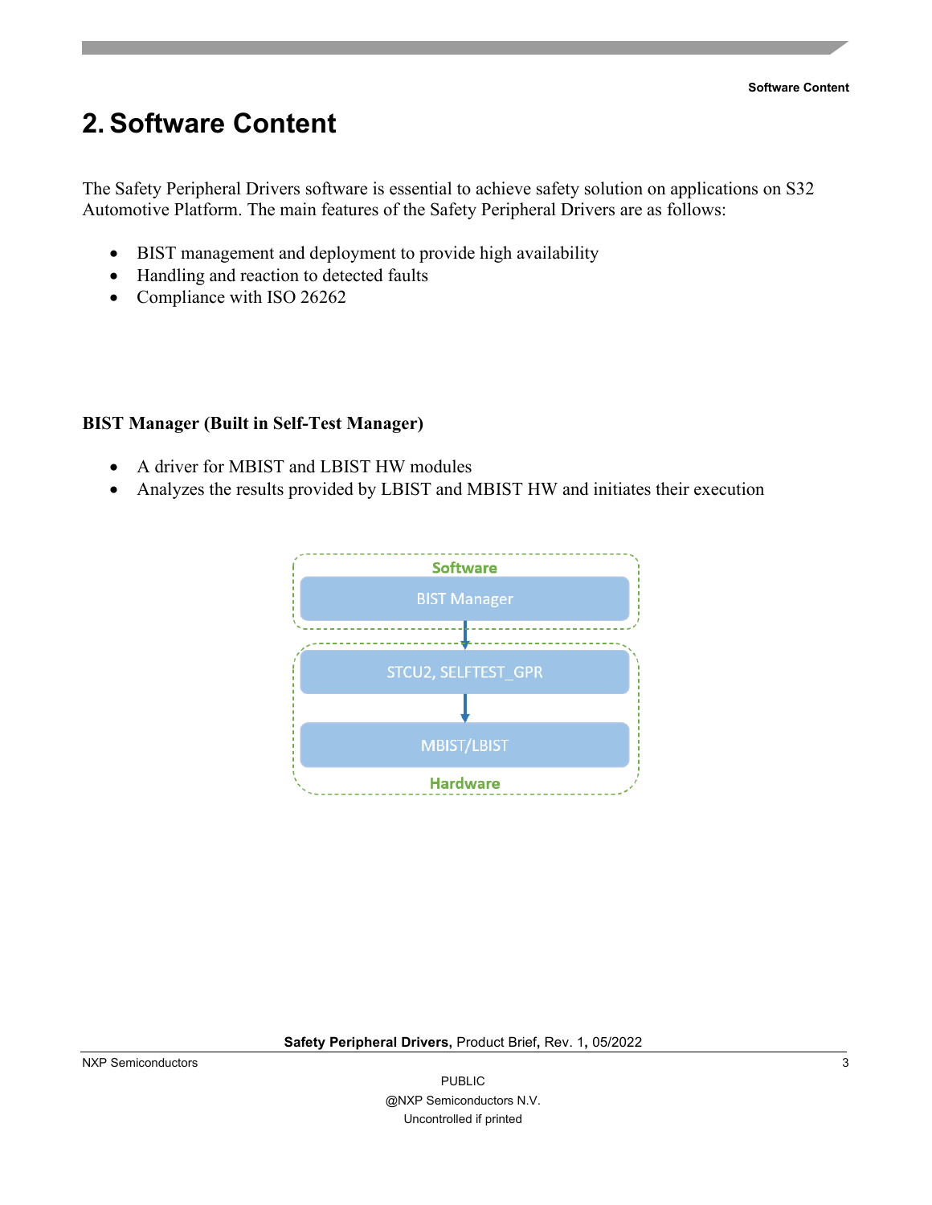# 2. Software Content

The Safety Peripheral Drivers software is essential to achieve safety solution on applications on S32 Automotive Platform. The main features of the Safety Peripheral Drivers are as follows:

- BIST management and deployment to provide high availability
- Handling and reaction to detected faults
- Compliance with ISO 26262

**BIST Manager (Built in Self-Test Manager)**

- A driver for MBIST and LBIST HW modules
- Analyzes the results provided by LBIST and MBIST HW and initiates their execution

Software

BIST Manager

STCU2, SELFTEST_GPR

MBIST/LBIST

Hardware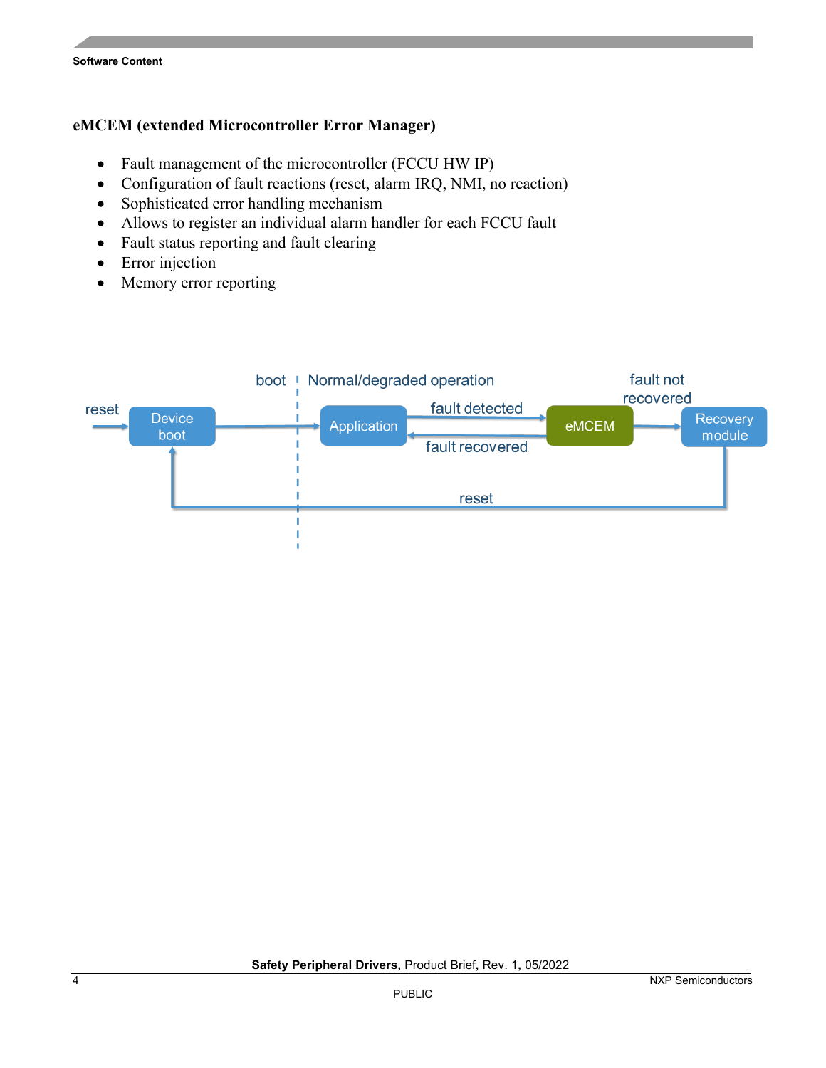### eMCEM (extended Microcontroller Error Manager)

- Fault management of the microcontroller (FCCU HW IP)
- Configuration of fault reactions (reset, alarm IRQ, NMI, no reaction)
- Sophisticated error handling mechanism
- Allows to register an individual alarm handler for each FCCU fault
- Fault status reporting and fault clearing
- Error injection
- Memory error reporting

reset → Device boot | boot | Normal/degraded operation → Application —fault detected→ eMCEM —fault not recovered→ Recovery module —reset→ Device boot; eMCEM —fault recovered→ Application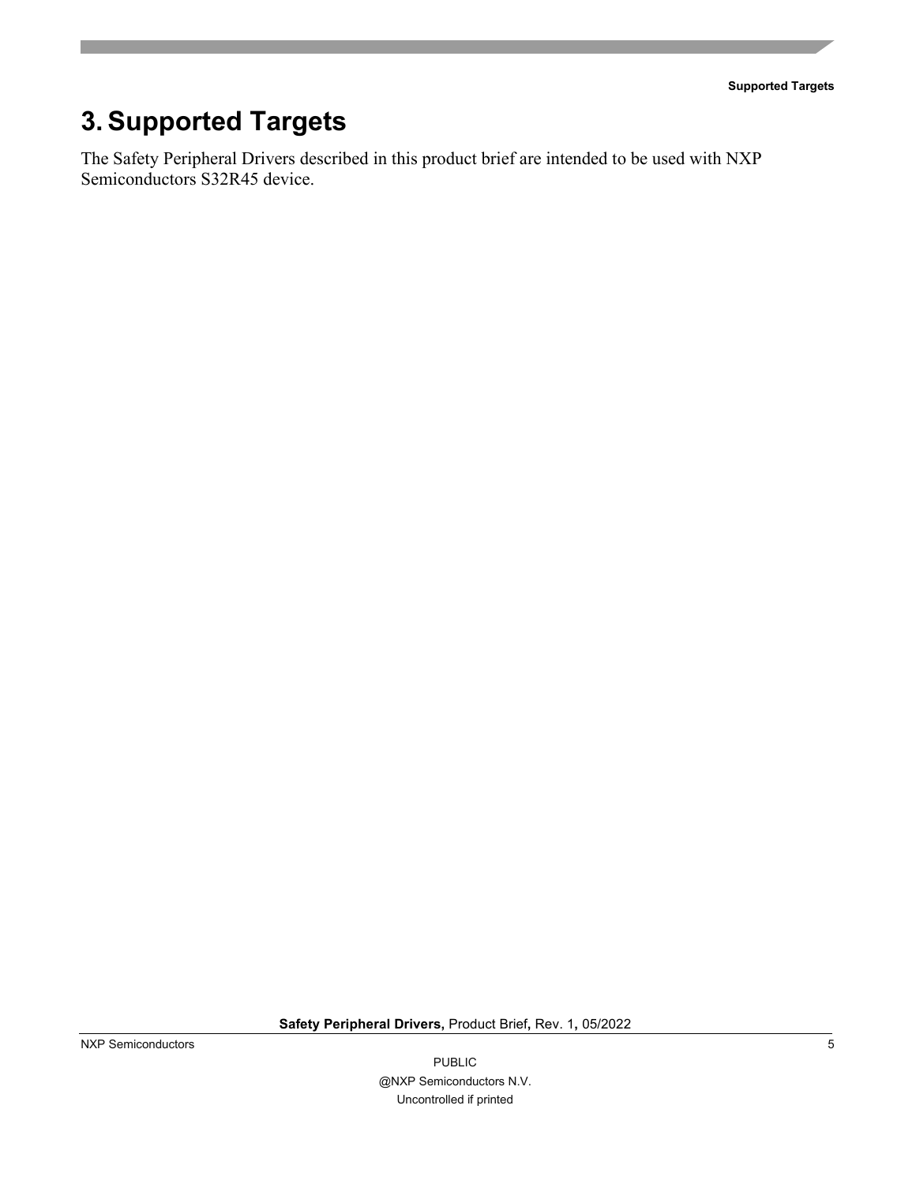# 3. Supported Targets

The Safety Peripheral Drivers described in this product brief are intended to be used with NXP Semiconductors S32R45 device.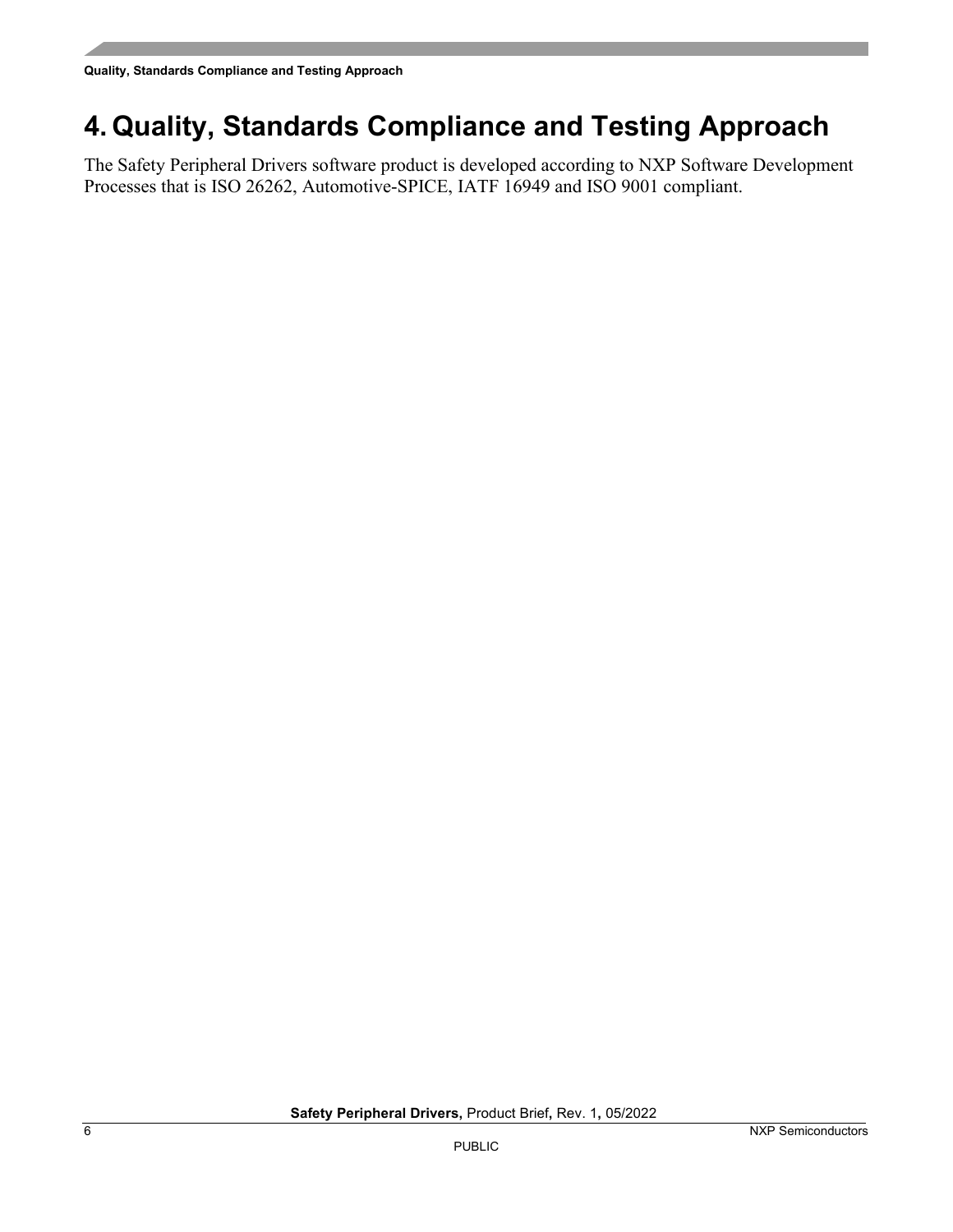# 4. Quality, Standards Compliance and Testing Approach

The Safety Peripheral Drivers software product is developed according to NXP Software Development Processes that is ISO 26262, Automotive-SPICE, IATF 16949 and ISO 9001 compliant.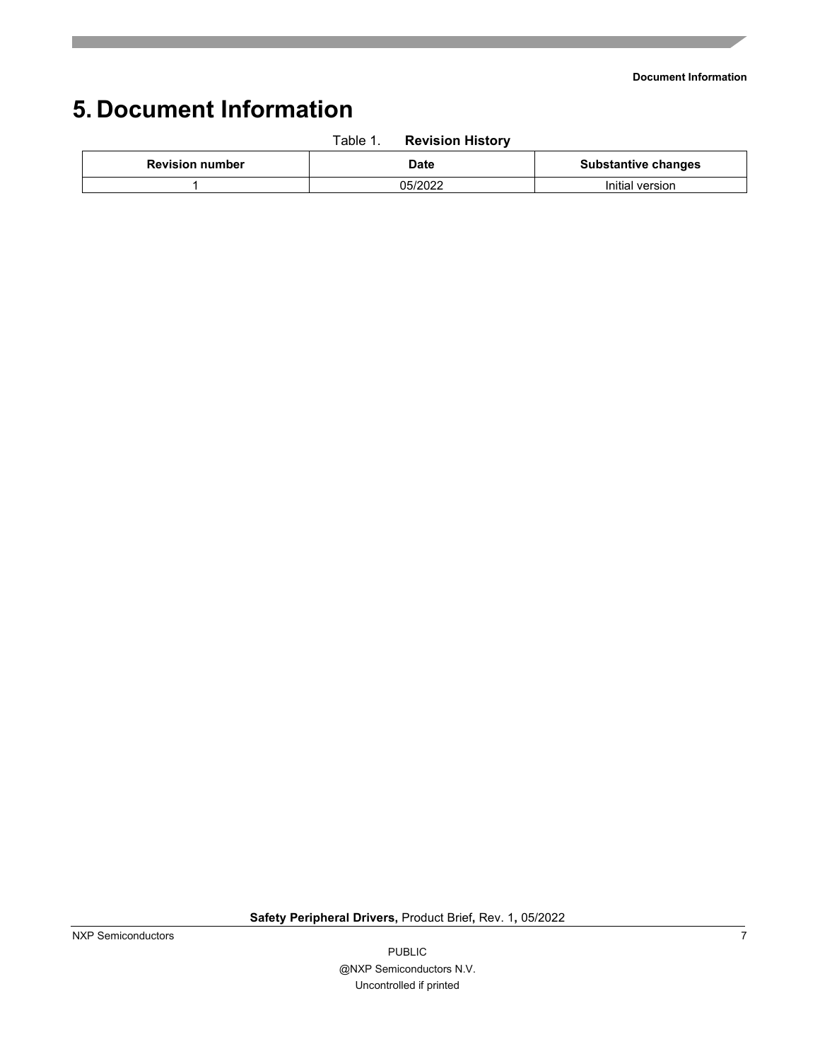# 5. Document Information

Table 1. **Revision History**

| Revision number | Date | Substantive changes |
|---|---|---|
| 1 | 05/2022 | Initial version |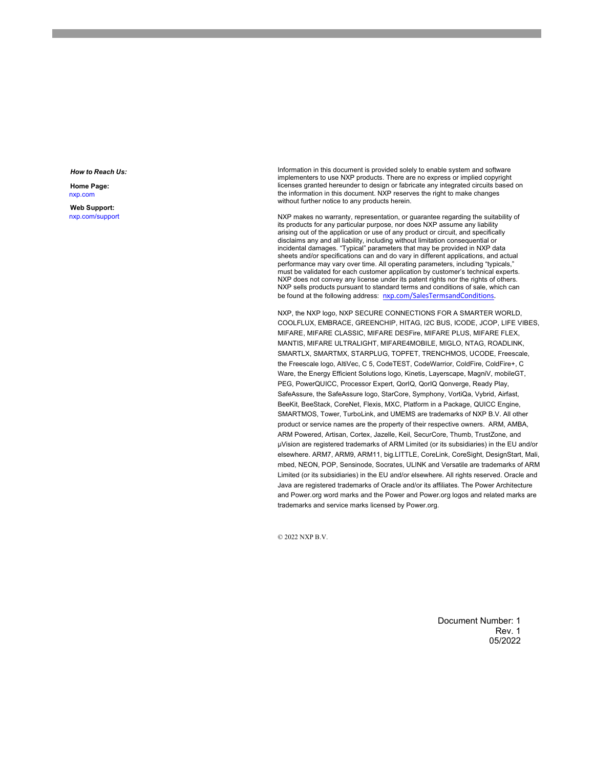***How to Reach Us:***

**Home Page:**
nxp.com

**Web Support:**
nxp.com/support

Information in this document is provided solely to enable system and software implementers to use NXP products. There are no express or implied copyright licenses granted hereunder to design or fabricate any integrated circuits based on the information in this document. NXP reserves the right to make changes without further notice to any products herein.

NXP makes no warranty, representation, or guarantee regarding the suitability of its products for any particular purpose, nor does NXP assume any liability arising out of the application or use of any product or circuit, and specifically disclaims any and all liability, including without limitation consequential or incidental damages. "Typical" parameters that may be provided in NXP data sheets and/or specifications can and do vary in different applications, and actual performance may vary over time. All operating parameters, including "typicals," must be validated for each customer application by customer's technical experts. NXP does not convey any license under its patent rights nor the rights of others. NXP sells products pursuant to standard terms and conditions of sale, which can be found at the following address: nxp.com/SalesTermsandConditions.

NXP, the NXP logo, NXP SECURE CONNECTIONS FOR A SMARTER WORLD, COOLFLUX, EMBRACE, GREENCHIP, HITAG, I2C BUS, ICODE, JCOP, LIFE VIBES, MIFARE, MIFARE CLASSIC, MIFARE DESFire, MIFARE PLUS, MIFARE FLEX, MANTIS, MIFARE ULTRALIGHT, MIFARE4MOBILE, MIGLO, NTAG, ROADLINK, SMARTLX, SMARTMX, STARPLUG, TOPFET, TRENCHMOS, UCODE, Freescale, the Freescale logo, AltiVec, C 5, CodeTEST, CodeWarrior, ColdFire, ColdFire+, C Ware, the Energy Efficient Solutions logo, Kinetis, Layerscape, MagniV, mobileGT, PEG, PowerQUICC, Processor Expert, QorIQ, QorIQ Qonverge, Ready Play, SafeAssure, the SafeAssure logo, StarCore, Symphony, VortiQa, Vybrid, Airfast, BeeKit, BeeStack, CoreNet, Flexis, MXC, Platform in a Package, QUICC Engine, SMARTMOS, Tower, TurboLink, and UMEMS are trademarks of NXP B.V. All other product or service names are the property of their respective owners. ARM, AMBA, ARM Powered, Artisan, Cortex, Jazelle, Keil, SecurCore, Thumb, TrustZone, and μVision are registered trademarks of ARM Limited (or its subsidiaries) in the EU and/or elsewhere. ARM7, ARM9, ARM11, big.LITTLE, CoreLink, CoreSight, DesignStart, Mali, mbed, NEON, POP, Sensinode, Socrates, ULINK and Versatile are trademarks of ARM Limited (or its subsidiaries) in the EU and/or elsewhere. All rights reserved. Oracle and Java are registered trademarks of Oracle and/or its affiliates. The Power Architecture and Power.org word marks and the Power and Power.org logos and related marks are trademarks and service marks licensed by Power.org.

© 2022 NXP B.V.

Document Number: 1
Rev. 1
05/2022